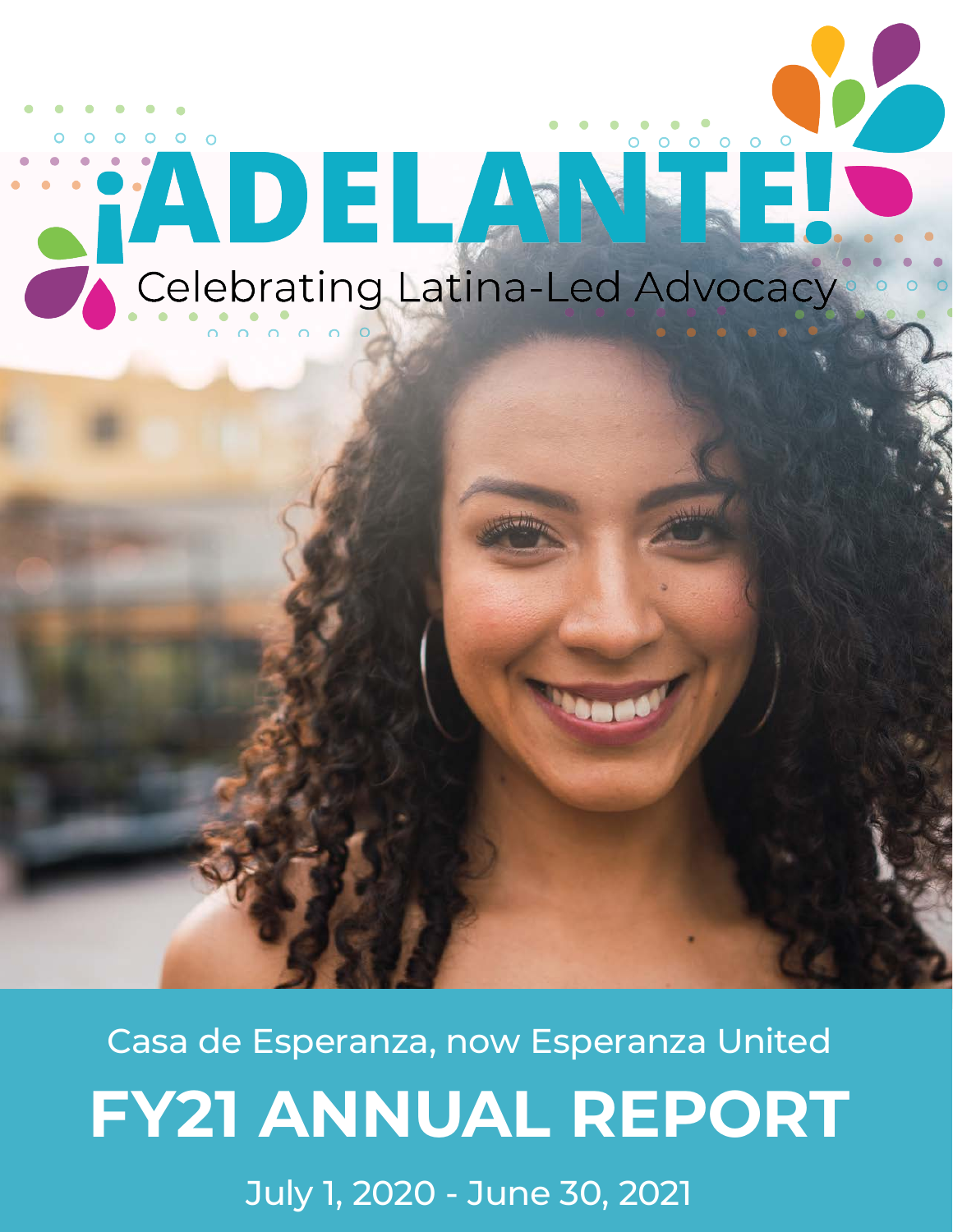# ¡ADELANTE!

Celebrating Latina-Led Advocacy

Casa de Esperanza, now Esperanza United

## FY21 ANNUAL REPORT

July 1, 2020 - June 30, 2021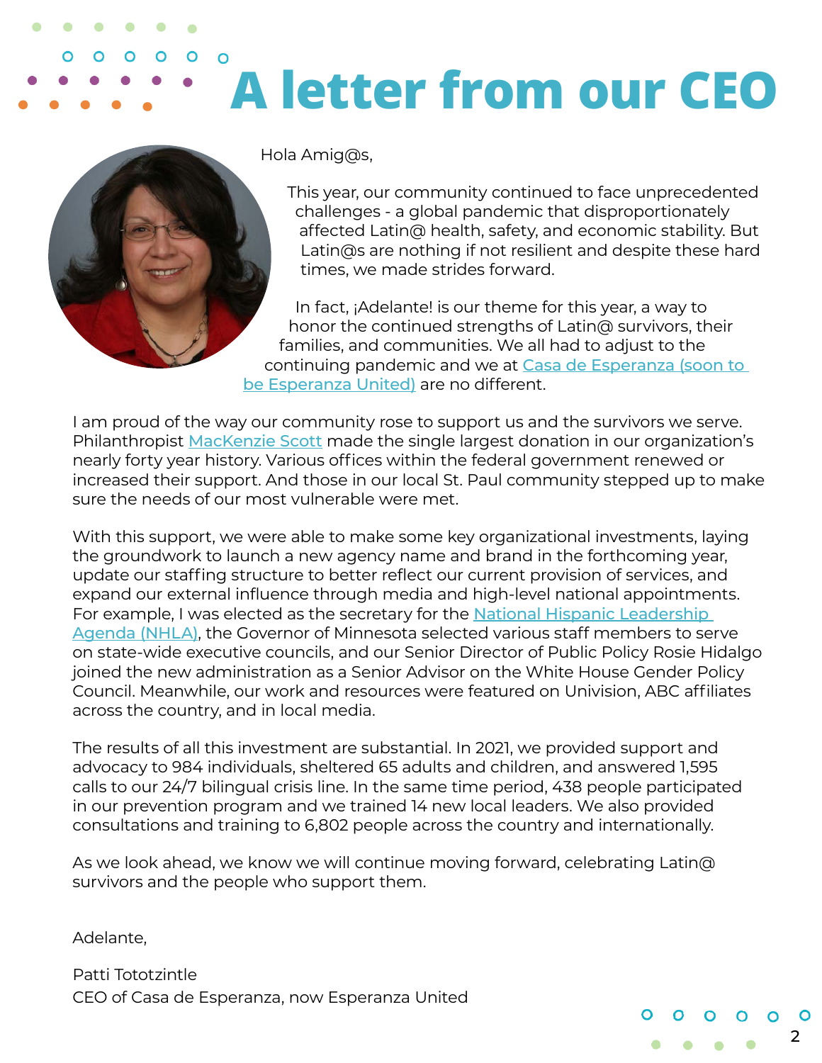# A letter from our CEO

Hola Amig@s,

This year, our community continued to face unprecedented challenges - a global pandemic that disproportionately affected Latin@ health, safety, and economic stability. But Latin@s are nothing if not resilient and despite these hard times, we made strides forward.

In fact, ¡Adelante! is our theme for this year, a way to honor the continued strengths of Latin@ survivors, their families, and communities. We all had to adjust to the continuing pandemic and we at Casa de Esperanza (soon to be Esperanza United) are no different.

I am proud of the way our community rose to support us and the survivors we serve. Philanthropist MacKenzie Scott made the single largest donation in our organization's nearly forty year history. Various offices within the federal government renewed or increased their support. And those in our local St. Paul community stepped up to make sure the needs of our most vulnerable were met.

With this support, we were able to make some key organizational investments, laying the groundwork to launch a new agency name and brand in the forthcoming year, update our staffing structure to better reflect our current provision of services, and expand our external influence through media and high-level national appointments. For example, I was elected as the secretary for the National Hispanic Leadership Agenda (NHLA), the Governor of Minnesota selected various staff members to serve on state-wide executive councils, and our Senior Director of Public Policy Rosie Hidalgo joined the new administration as a Senior Advisor on the White House Gender Policy Council. Meanwhile, our work and resources were featured on Univision, ABC affiliates across the country, and in local media.

The results of all this investment are substantial. In 2021, we provided support and advocacy to 984 individuals, sheltered 65 adults and children, and answered 1,595 calls to our 24/7 bilingual crisis line. In the same time period, 438 people participated in our prevention program and we trained 14 new local leaders. We also provided consultations and training to 6,802 people across the country and internationally.

As we look ahead, we know we will continue moving forward, celebrating Latin@ survivors and the people who support them.

Adelante,

Patti Tototzintle
CEO of Casa de Esperanza, now Esperanza United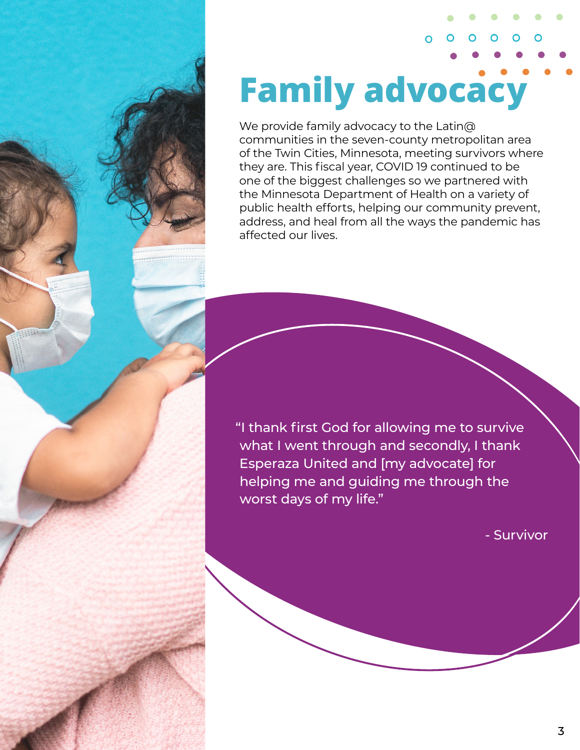# Family advocacy

We provide family advocacy to the Latin@ communities in the seven-county metropolitan area of the Twin Cities, Minnesota, meeting survivors where they are. This fiscal year, COVID 19 continued to be one of the biggest challenges so we partnered with the Minnesota Department of Health on a variety of public health efforts, helping our community prevent, address, and heal from all the ways the pandemic has affected our lives.

> "I thank first God for allowing me to survive what I went through and secondly, I thank Esperaza United and [my advocate] for helping me and guiding me through the worst days of my life."
>
> \- Survivor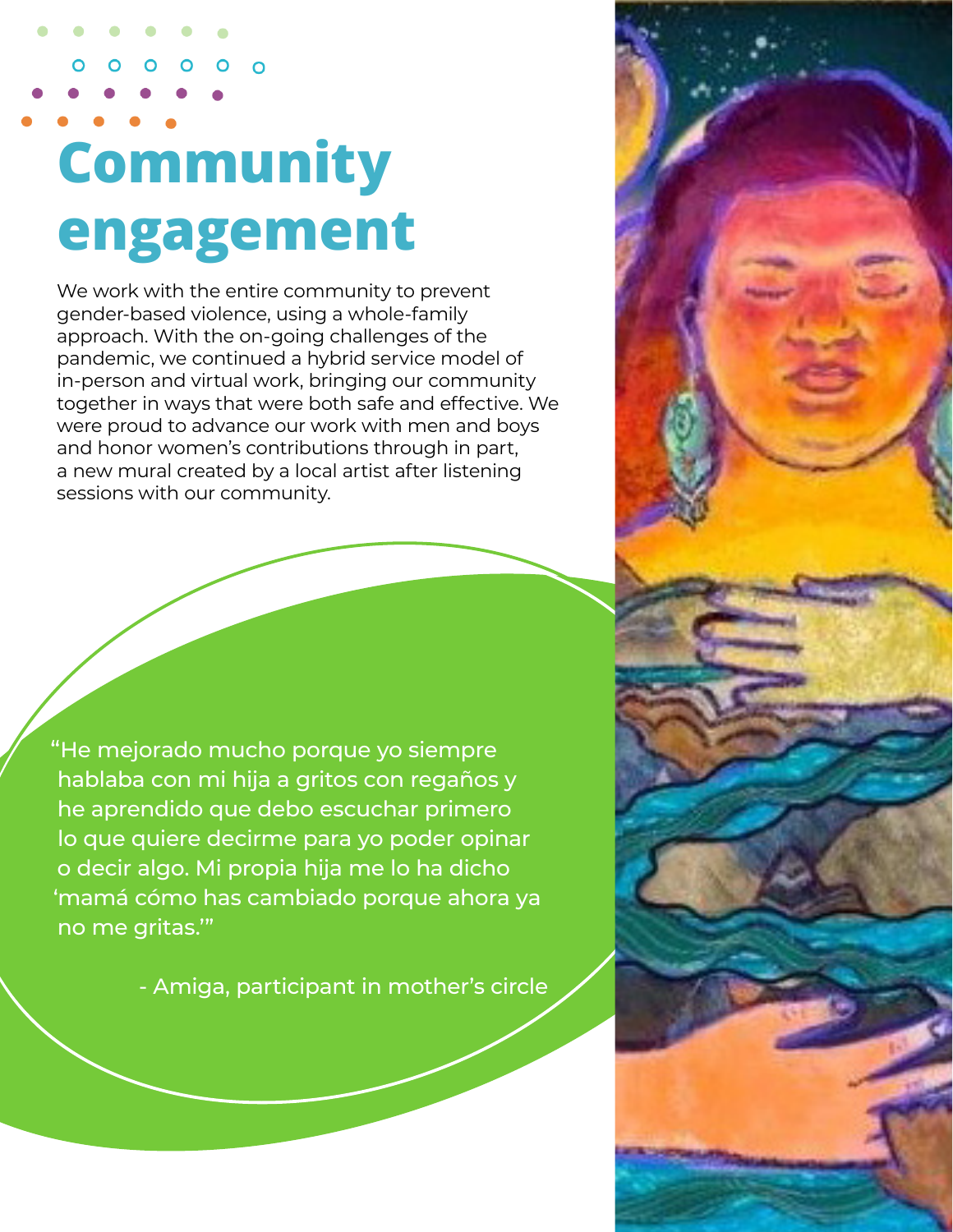# Community engagement

We work with the entire community to prevent gender-based violence, using a whole-family approach. With the on-going challenges of the pandemic, we continued a hybrid service model of in-person and virtual work, bringing our community together in ways that were both safe and effective. We were proud to advance our work with men and boys and honor women's contributions through in part, a new mural created by a local artist after listening sessions with our community.

"He mejorado mucho porque yo siempre hablaba con mi hija a gritos con regaños y he aprendido que debo escuchar primero lo que quiere decirme para yo poder opinar o decir algo. Mi propia hija me lo ha dicho 'mamá cómo has cambiado porque ahora ya no me gritas.'"

- Amiga, participant in mother's circle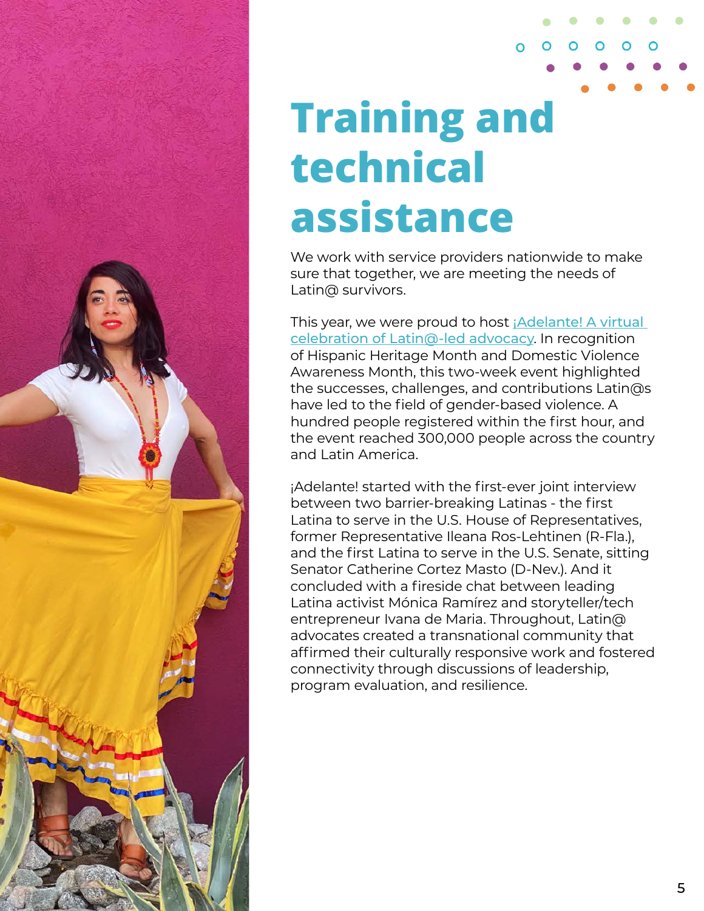# Training and technical assistance

We work with service providers nationwide to make sure that together, we are meeting the needs of Latin@ survivors.

This year, we were proud to host ¡Adelante! A virtual celebration of Latin@-led advocacy. In recognition of Hispanic Heritage Month and Domestic Violence Awareness Month, this two-week event highlighted the successes, challenges, and contributions Latin@s have led to the field of gender-based violence. A hundred people registered within the first hour, and the event reached 300,000 people across the country and Latin America.

¡Adelante! started with the first-ever joint interview between two barrier-breaking Latinas - the first Latina to serve in the U.S. House of Representatives, former Representative Ileana Ros-Lehtinen (R-Fla.), and the first Latina to serve in the U.S. Senate, sitting Senator Catherine Cortez Masto (D-Nev.). And it concluded with a fireside chat between leading Latina activist Mónica Ramírez and storyteller/tech entrepreneur Ivana de Maria. Throughout, Latin@ advocates created a transnational community that affirmed their culturally responsive work and fostered connectivity through discussions of leadership, program evaluation, and resilience.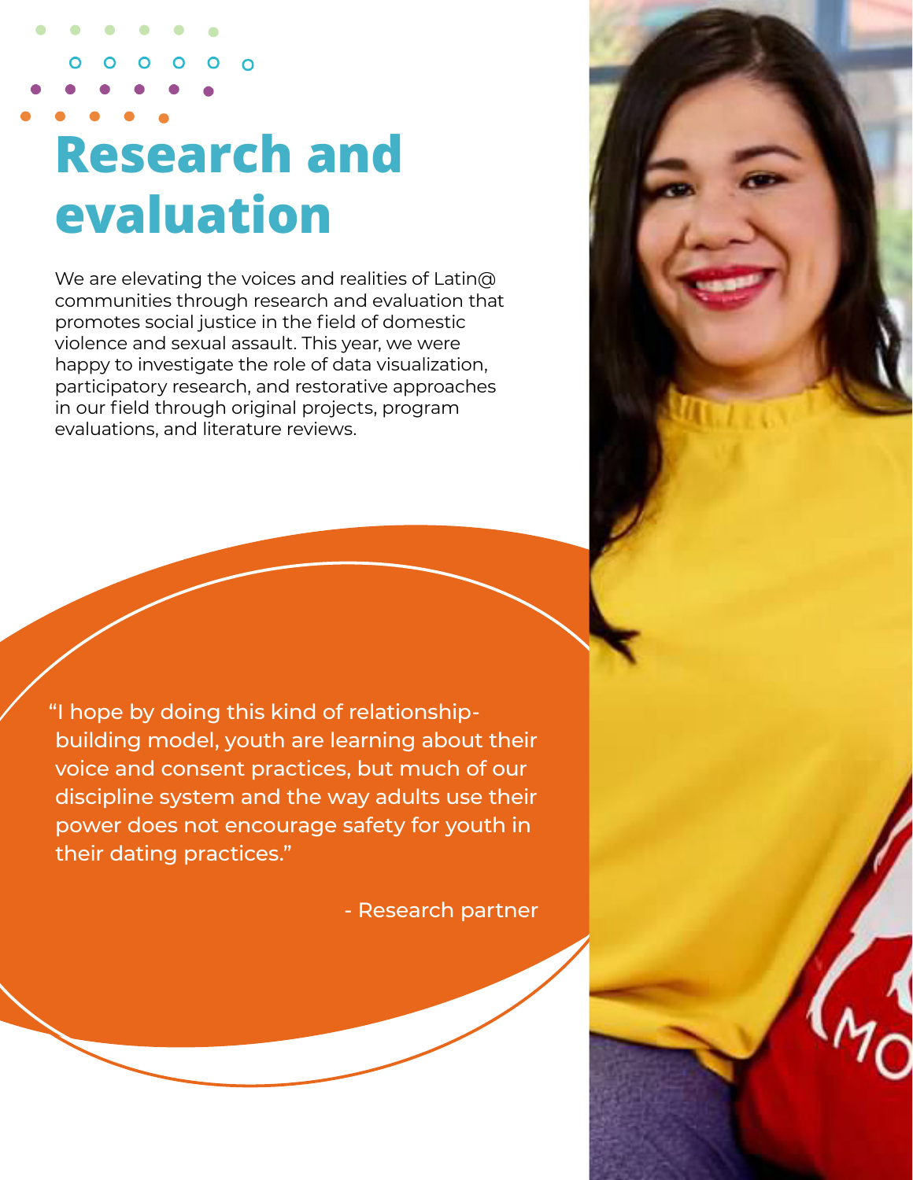# Research and evaluation

We are elevating the voices and realities of Latin@ communities through research and evaluation that promotes social justice in the field of domestic violence and sexual assault. This year, we were happy to investigate the role of data visualization, participatory research, and restorative approaches in our field through original projects, program evaluations, and literature reviews.

"I hope by doing this kind of relationship-building model, youth are learning about their voice and consent practices, but much of our discipline system and the way adults use their power does not encourage safety for youth in their dating practices."

- Research partner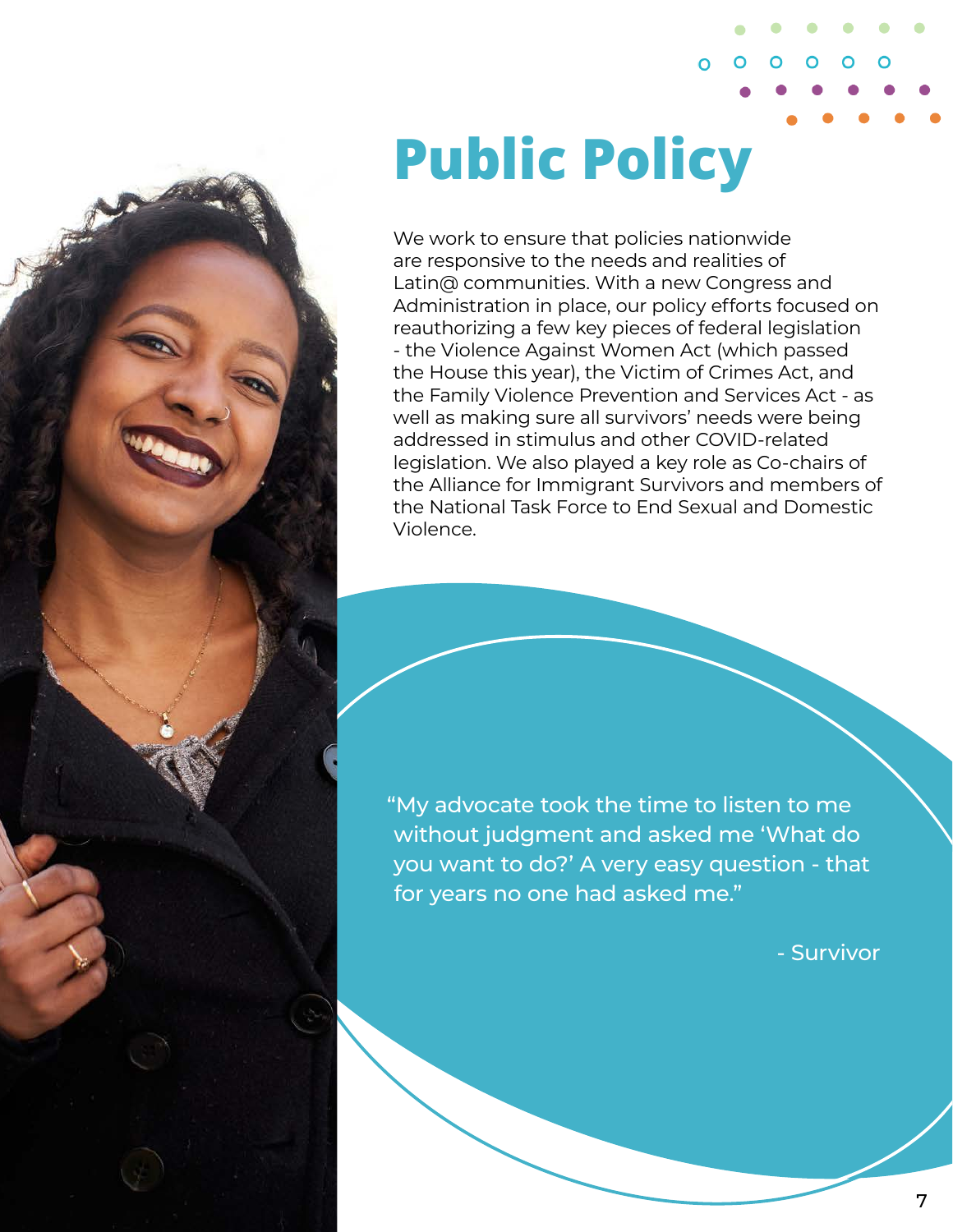# Public Policy

We work to ensure that policies nationwide are responsive to the needs and realities of Latin@ communities. With a new Congress and Administration in place, our policy efforts focused on reauthorizing a few key pieces of federal legislation - the Violence Against Women Act (which passed the House this year), the Victim of Crimes Act, and the Family Violence Prevention and Services Act - as well as making sure all survivors' needs were being addressed in stimulus and other COVID-related legislation. We also played a key role as Co-chairs of the Alliance for Immigrant Survivors and members of the National Task Force to End Sexual and Domestic Violence.

"My advocate took the time to listen to me without judgment and asked me 'What do you want to do?' A very easy question - that for years no one had asked me."

- Survivor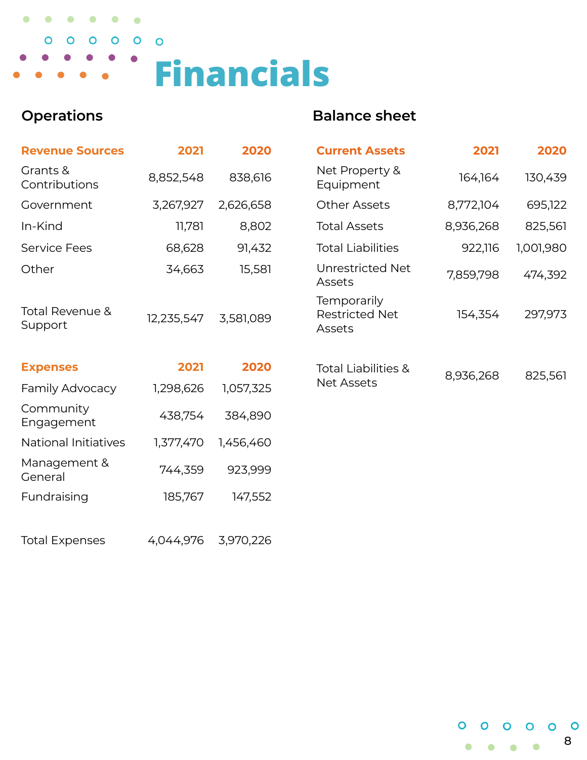# Financials

## Operations

| Revenue Sources | 2021 | 2020 |
|---|---|---|
| Grants & Contributions | 8,852,548 | 838,616 |
| Government | 3,267,927 | 2,626,658 |
| In-Kind | 11,781 | 8,802 |
| Service Fees | 68,628 | 91,432 |
| Other | 34,663 | 15,581 |
| Total Revenue & Support | 12,235,547 | 3,581,089 |

| Expenses | 2021 | 2020 |
|---|---|---|
| Family Advocacy | 1,298,626 | 1,057,325 |
| Community Engagement | 438,754 | 384,890 |
| National Initiatives | 1,377,470 | 1,456,460 |
| Management & General | 744,359 | 923,999 |
| Fundraising | 185,767 | 147,552 |
| Total Expenses | 4,044,976 | 3,970,226 |

## Balance sheet

| Current Assets | 2021 | 2020 |
|---|---|---|
| Net Property & Equipment | 164,164 | 130,439 |
| Other Assets | 8,772,104 | 695,122 |
| Total Assets | 8,936,268 | 825,561 |
| Total Liabilities | 922,116 | 1,001,980 |
| Unrestricted Net Assets | 7,859,798 | 474,392 |
| Temporarily Restricted Net Assets | 154,354 | 297,973 |
| Total Liabilities & Net Assets | 8,936,268 | 825,561 |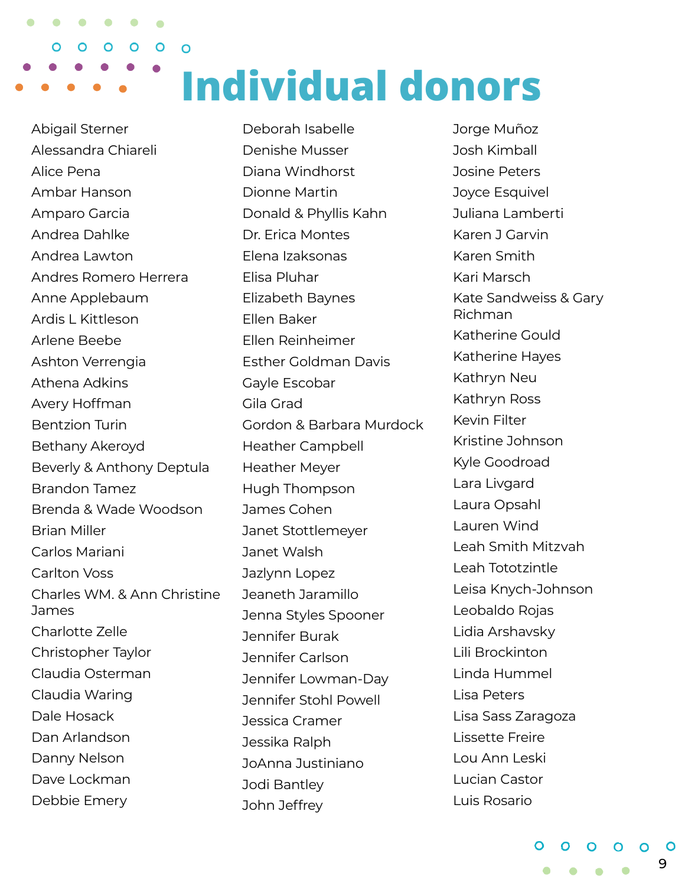# Individual donors

Abigail Sterner
Alessandra Chiareli
Alice Pena
Ambar Hanson
Amparo Garcia
Andrea Dahlke
Andrea Lawton
Andres Romero Herrera
Anne Applebaum
Ardis L Kittleson
Arlene Beebe
Ashton Verrengia
Athena Adkins
Avery Hoffman
Bentzion Turin
Bethany Akeroyd
Beverly & Anthony Deptula
Brandon Tamez
Brenda & Wade Woodson
Brian Miller
Carlos Mariani
Carlton Voss
Charles WM. & Ann Christine James
Charlotte Zelle
Christopher Taylor
Claudia Osterman
Claudia Waring
Dale Hosack
Dan Arlandson
Danny Nelson
Dave Lockman
Debbie Emery
Deborah Isabelle
Denishe Musser
Diana Windhorst
Dionne Martin
Donald & Phyllis Kahn
Dr. Erica Montes
Elena Izaksonas
Elisa Pluhar
Elizabeth Baynes
Ellen Baker
Ellen Reinheimer
Esther Goldman Davis
Gayle Escobar
Gila Grad
Gordon & Barbara Murdock
Heather Campbell
Heather Meyer
Hugh Thompson
James Cohen
Janet Stottlemeyer
Janet Walsh
Jazlynn Lopez
Jeaneth Jaramillo
Jenna Styles Spooner
Jennifer Burak
Jennifer Carlson
Jennifer Lowman-Day
Jennifer Stohl Powell
Jessica Cramer
Jessika Ralph
JoAnna Justiniano
Jodi Bantley
John Jeffrey
Jorge Muñoz
Josh Kimball
Josine Peters
Joyce Esquivel
Juliana Lamberti
Karen J Garvin
Karen Smith
Kari Marsch
Kate Sandweiss & Gary Richman
Katherine Gould
Katherine Hayes
Kathryn Neu
Kathryn Ross
Kevin Filter
Kristine Johnson
Kyle Goodroad
Lara Livgard
Laura Opsahl
Lauren Wind
Leah Smith Mitzvah
Leah Tototzintle
Leisa Knych-Johnson
Leobaldo Rojas
Lidia Arshavsky
Lili Brockinton
Linda Hummel
Lisa Peters
Lisa Sass Zaragoza
Lissette Freire
Lou Ann Leski
Lucian Castor
Luis Rosario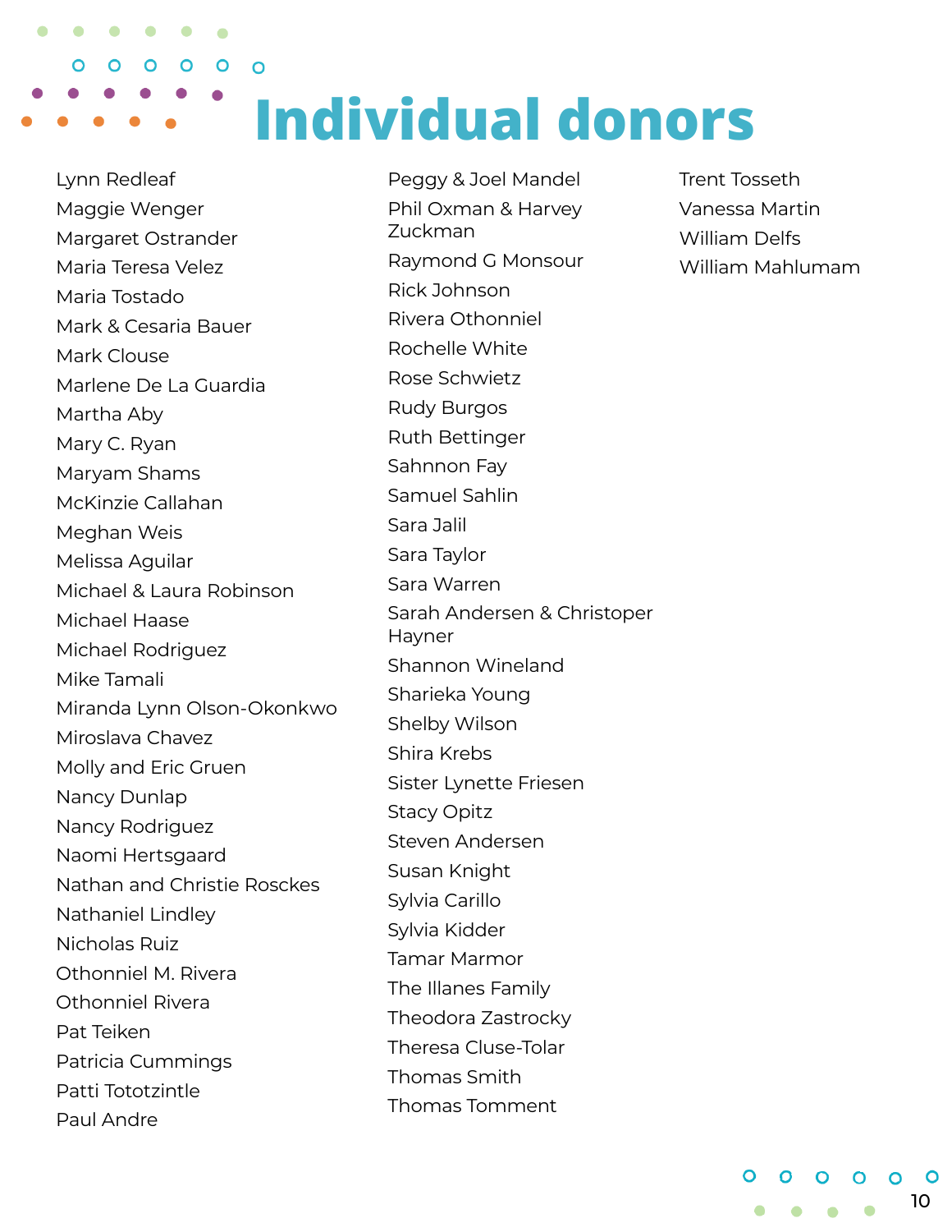# Individual donors

Lynn Redleaf
Maggie Wenger
Margaret Ostrander
Maria Teresa Velez
Maria Tostado
Mark & Cesaria Bauer
Mark Clouse
Marlene De La Guardia
Martha Aby
Mary C. Ryan
Maryam Shams
McKinzie Callahan
Meghan Weis
Melissa Aguilar
Michael & Laura Robinson
Michael Haase
Michael Rodriguez
Mike Tamali
Miranda Lynn Olson-Okonkwo
Miroslava Chavez
Molly and Eric Gruen
Nancy Dunlap
Nancy Rodriguez
Naomi Hertsgaard
Nathan and Christie Rosckes
Nathaniel Lindley
Nicholas Ruiz
Othonniel M. Rivera
Othonniel Rivera
Pat Teiken
Patricia Cummings
Patti Tototzintle
Paul Andre
Peggy & Joel Mandel
Phil Oxman & Harvey Zuckman
Raymond G Monsour
Rick Johnson
Rivera Othonniel
Rochelle White
Rose Schwietz
Rudy Burgos
Ruth Bettinger
Sahnnon Fay
Samuel Sahlin
Sara Jalil
Sara Taylor
Sara Warren
Sarah Andersen & Christoper Hayner
Shannon Wineland
Sharieka Young
Shelby Wilson
Shira Krebs
Sister Lynette Friesen
Stacy Opitz
Steven Andersen
Susan Knight
Sylvia Carillo
Sylvia Kidder
Tamar Marmor
The Illanes Family
Theodora Zastrocky
Theresa Cluse-Tolar
Thomas Smith
Thomas Tomment
Trent Tosseth
Vanessa Martin
William Delfs
William Mahlumam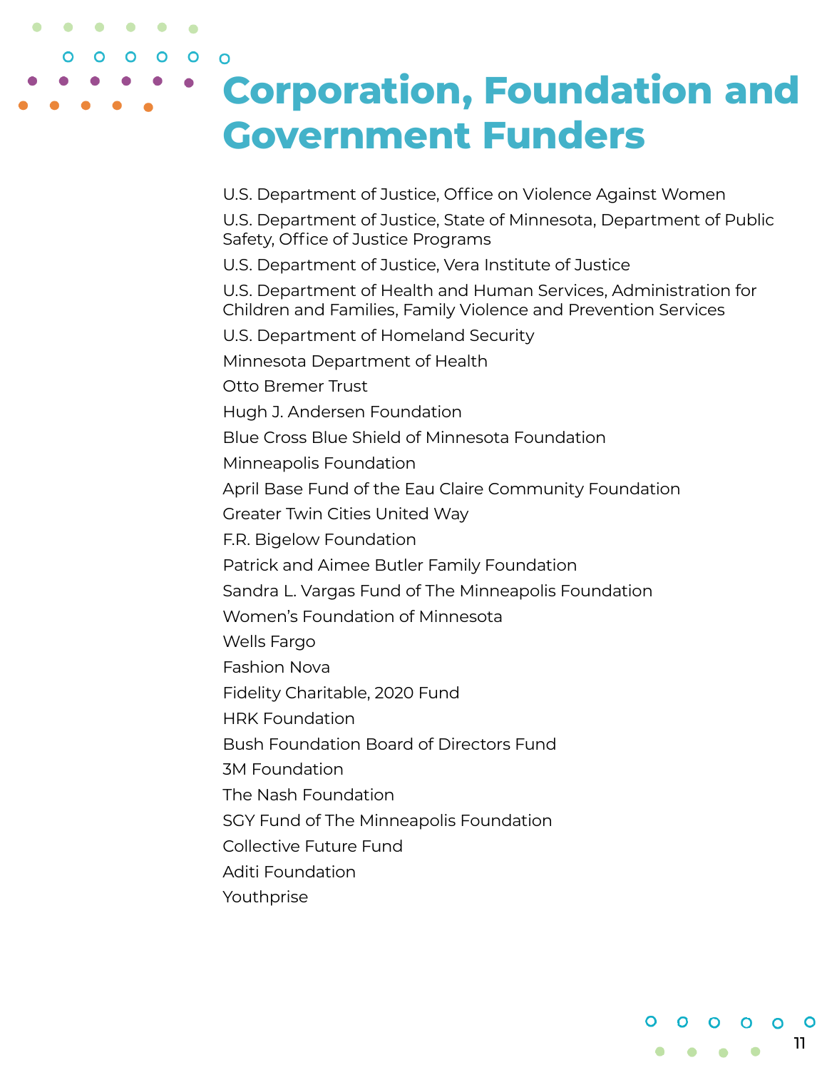# Corporation, Foundation and Government Funders

U.S. Department of Justice, Office on Violence Against Women

U.S. Department of Justice, State of Minnesota, Department of Public Safety, Office of Justice Programs

U.S. Department of Justice, Vera Institute of Justice

U.S. Department of Health and Human Services, Administration for Children and Families, Family Violence and Prevention Services

U.S. Department of Homeland Security

Minnesota Department of Health

Otto Bremer Trust

Hugh J. Andersen Foundation

Blue Cross Blue Shield of Minnesota Foundation

Minneapolis Foundation

April Base Fund of the Eau Claire Community Foundation

Greater Twin Cities United Way

F.R. Bigelow Foundation

Patrick and Aimee Butler Family Foundation

Sandra L. Vargas Fund of The Minneapolis Foundation

Women's Foundation of Minnesota

Wells Fargo

Fashion Nova

Fidelity Charitable, 2020 Fund

HRK Foundation

Bush Foundation Board of Directors Fund

3M Foundation

The Nash Foundation

SGY Fund of The Minneapolis Foundation

Collective Future Fund

Aditi Foundation

Youthprise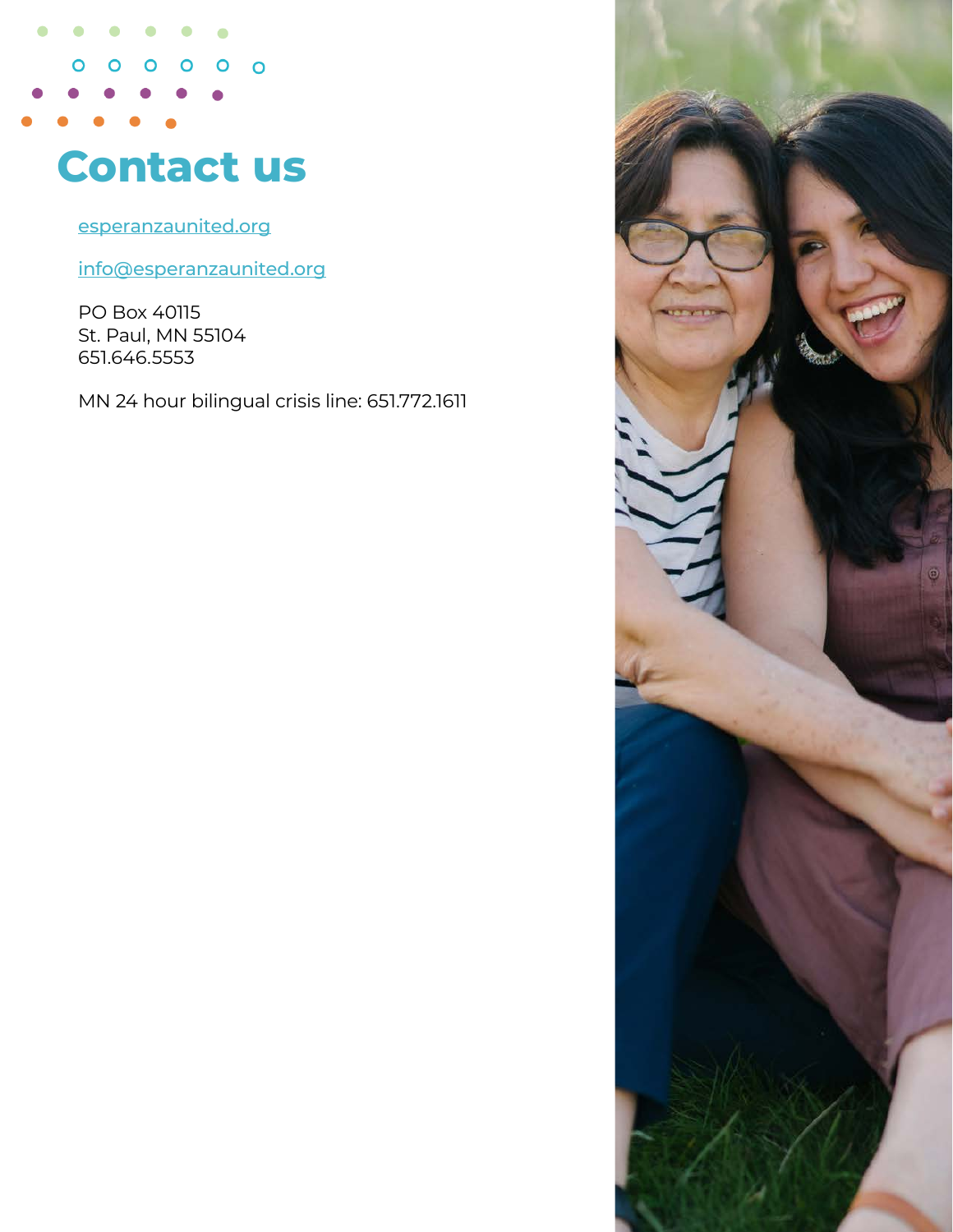# Contact us

esperanzaunited.org

info@esperanzaunited.org

PO Box 40115
St. Paul, MN 55104
651.646.5553

MN 24 hour bilingual crisis line: 651.772.1611